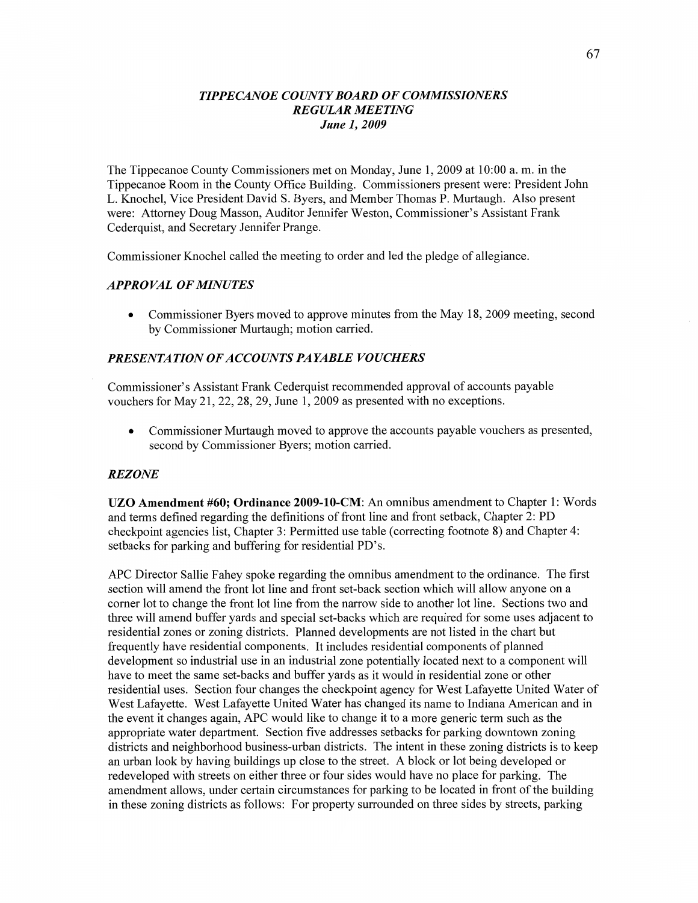# *TIPPECANOE COUNTY BOARD OF COMMISSIONERS*
## *REGULAR MEETING*
### *June 1, 2009*

The Tippecanoe County Commissioners met on Monday, June 1, 2009 at 10:00 a. m. in the Tippecanoe Room in the County Office Building. Commissioners present were: President John L. Knochel, Vice President David S. Byers, and Member Thomas P. Murtaugh. Also present were: Attorney Doug Masson, Auditor Jennifer Weston, Commissioner's Assistant Frank Cederquist, and Secretary Jennifer Prange.

Commissioner Knochel called the meeting to order and led the pledge of allegiance.

### *APPROVAL OF MINUTES*

- Commissioner Byers moved to approve minutes from the May 18, 2009 meeting, second by Commissioner Murtaugh; motion carried.

### *PRESENTATION OF ACCOUNTS PAYABLE VOUCHERS*

Commissioner's Assistant Frank Cederquist recommended approval of accounts payable vouchers for May 21, 22, 28, 29, June 1, 2009 as presented with no exceptions.

- Commissioner Murtaugh moved to approve the accounts payable vouchers as presented, second by Commissioner Byers; motion carried.

### *REZONE*

**UZO Amendment #60; Ordinance 2009-10-CM**: An omnibus amendment to Chapter 1: Words and terms defined regarding the definitions of front line and front setback, Chapter 2: PD checkpoint agencies list, Chapter 3: Permitted use table (correcting footnote 8) and Chapter 4: setbacks for parking and buffering for residential PD's.

APC Director Sallie Fahey spoke regarding the omnibus amendment to the ordinance. The first section will amend the front lot line and front set-back section which will allow anyone on a corner lot to change the front lot line from the narrow side to another lot line. Sections two and three will amend buffer yards and special set-backs which are required for some uses adjacent to residential zones or zoning districts. Planned developments are not listed in the chart but frequently have residential components. It includes residential components of planned development so industrial use in an industrial zone potentially located next to a component will have to meet the same set-backs and buffer yards as it would in residential zone or other residential uses. Section four changes the checkpoint agency for West Lafayette United Water of West Lafayette. West Lafayette United Water has changed its name to Indiana American and in the event it changes again, APC would like to change it to a more generic term such as the appropriate water department. Section five addresses setbacks for parking downtown zoning districts and neighborhood business-urban districts. The intent in these zoning districts is to keep an urban look by having buildings up close to the street. A block or lot being developed or redeveloped with streets on either three or four sides would have no place for parking. The amendment allows, under certain circumstances for parking to be located in front of the building in these zoning districts as follows: For property surrounded on three sides by streets, parking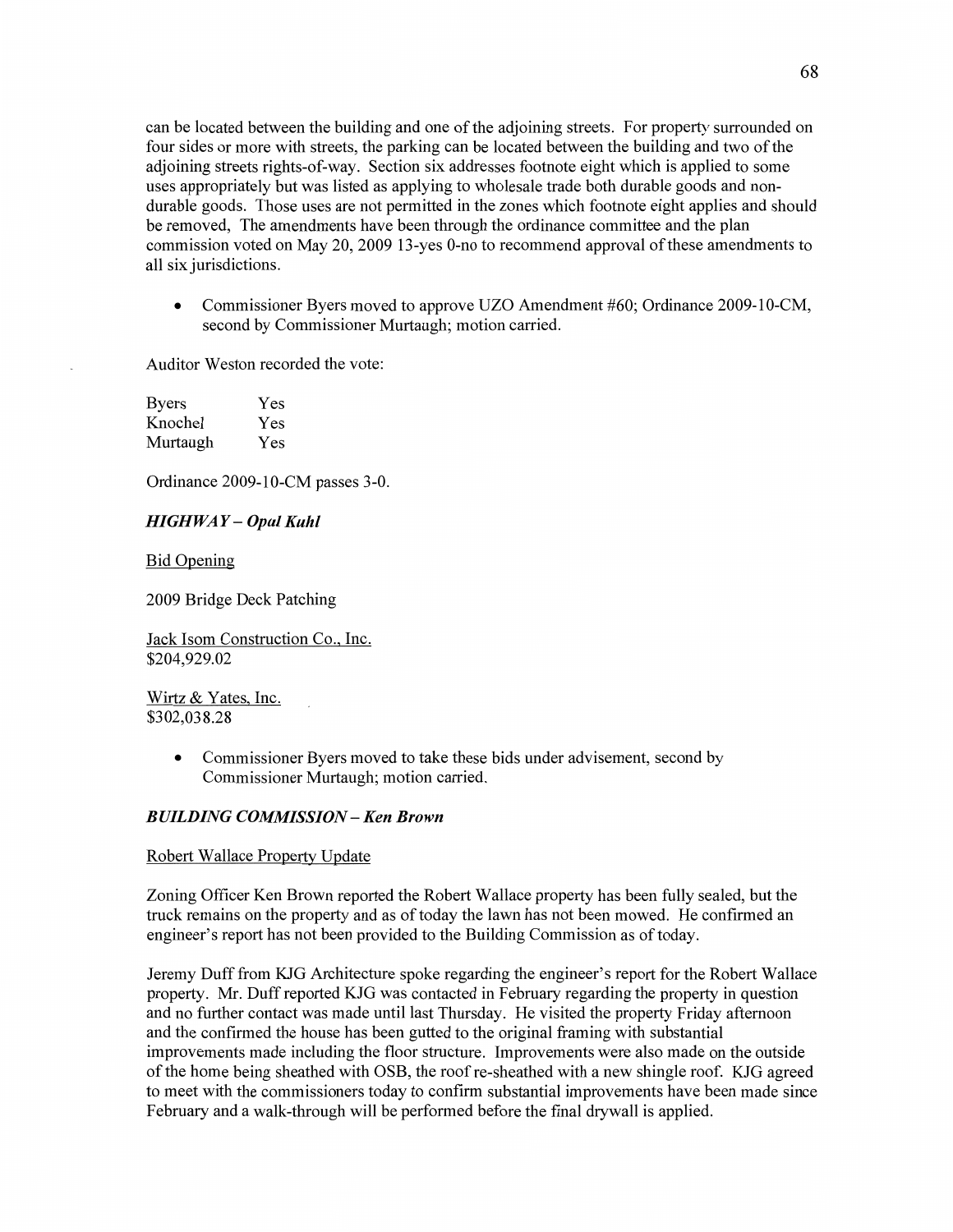can be located between the building and one of the adjoining streets. For property surrounded on four sides or more with streets, the parking can be located between the building and two of the adjoining streets rights-of-way. Section six addresses footnote eight which is applied to some uses appropriately but was listed as applying to wholesale trade both durable goods and non-durable goods. Those uses are not permitted in the zones which footnote eight applies and should be removed, The amendments have been through the ordinance committee and the plan commission voted on May 20, 2009 13-yes 0-no to recommend approval of these amendments to all six jurisdictions.

- Commissioner Byers moved to approve UZO Amendment #60; Ordinance 2009-10-CM, second by Commissioner Murtaugh; motion carried.

Auditor Weston recorded the vote:

| | |
|---|---|
| Byers | Yes |
| Knochel | Yes |
| Murtaugh | Yes |

Ordinance 2009-10-CM passes 3-0.

### *HIGHWAY – Opal Kuhl*

Bid Opening

2009 Bridge Deck Patching

Jack Isom Construction Co., Inc.
$204,929.02

Wirtz & Yates, Inc.
$302,038.28

- Commissioner Byers moved to take these bids under advisement, second by Commissioner Murtaugh; motion carried.

### *BUILDING COMMISSION – Ken Brown*

Robert Wallace Property Update

Zoning Officer Ken Brown reported the Robert Wallace property has been fully sealed, but the truck remains on the property and as of today the lawn has not been mowed. He confirmed an engineer's report has not been provided to the Building Commission as of today.

Jeremy Duff from KJG Architecture spoke regarding the engineer's report for the Robert Wallace property. Mr. Duff reported KJG was contacted in February regarding the property in question and no further contact was made until last Thursday. He visited the property Friday afternoon and the confirmed the house has been gutted to the original framing with substantial improvements made including the floor structure. Improvements were also made on the outside of the home being sheathed with OSB, the roof re-sheathed with a new shingle roof. KJG agreed to meet with the commissioners today to confirm substantial improvements have been made since February and a walk-through will be performed before the final drywall is applied.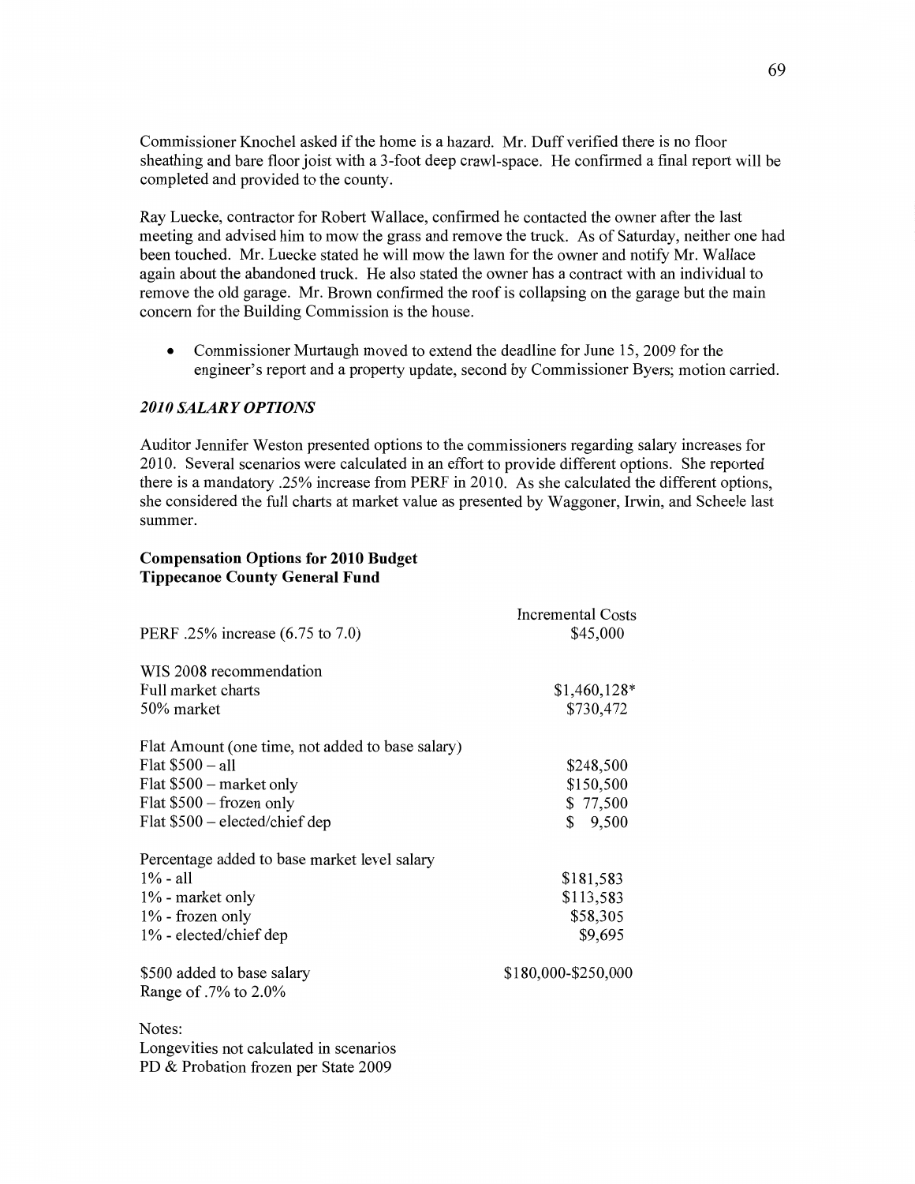Commissioner Knochel asked if the home is a hazard. Mr. Duff verified there is no floor sheathing and bare floor joist with a 3-foot deep crawl-space. He confirmed a final report will be completed and provided to the county.

Ray Luecke, contractor for Robert Wallace, confirmed he contacted the owner after the last meeting and advised him to mow the grass and remove the truck. As of Saturday, neither one had been touched. Mr. Luecke stated he will mow the lawn for the owner and notify Mr. Wallace again about the abandoned truck. He also stated the owner has a contract with an individual to remove the old garage. Mr. Brown confirmed the roof is collapsing on the garage but the main concern for the Building Commission is the house.

- Commissioner Murtaugh moved to extend the deadline for June 15, 2009 for the engineer's report and a property update, second by Commissioner Byers; motion carried.

### *2010 SALARY OPTIONS*

Auditor Jennifer Weston presented options to the commissioners regarding salary increases for 2010. Several scenarios were calculated in an effort to provide different options. She reported there is a mandatory .25% increase from PERF in 2010. As she calculated the different options, she considered the full charts at market value as presented by Waggoner, Irwin, and Scheele last summer.

**Compensation Options for 2010 Budget**
**Tippecanoe County General Fund**

| | Incremental Costs |
|---|---|
| PERF .25% increase (6.75 to 7.0) | $45,000 |
| WIS 2008 recommendation | |
| Full market charts | $1,460,128* |
| 50% market | $730,472 |
| Flat Amount (one time, not added to base salary) | |
| Flat $500 – all | $248,500 |
| Flat $500 – market only | $150,500 |
| Flat $500 – frozen only | $ 77,500 |
| Flat $500 – elected/chief dep | $ 9,500 |
| Percentage added to base market level salary | |
| 1% - all | $181,583 |
| 1% - market only | $113,583 |
| 1% - frozen only | $58,305 |
| 1% - elected/chief dep | $9,695 |
| $500 added to base salary | $180,000-$250,000 |
| Range of .7% to 2.0% | |

Notes:
Longevities not calculated in scenarios
PD & Probation frozen per State 2009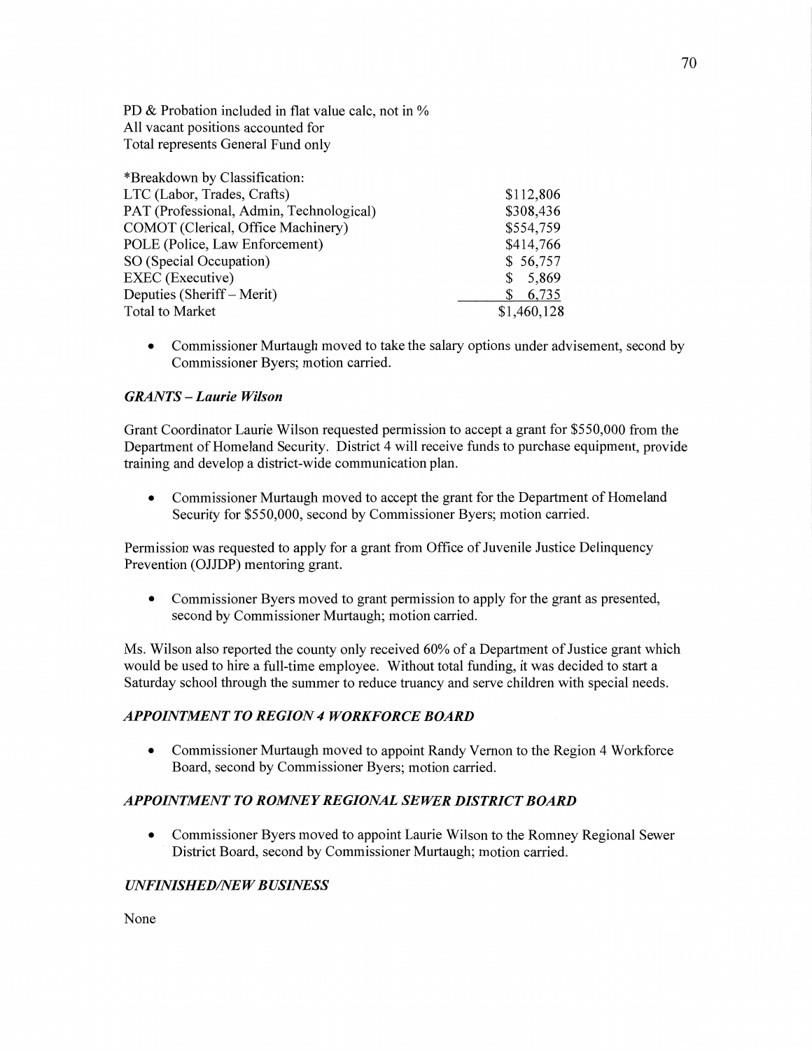PD & Probation included in flat value calc, not in %
All vacant positions accounted for
Total represents General Fund only

| *Breakdown by Classification: | |
|---|---|
| LTC (Labor, Trades, Crafts) | $112,806 |
| PAT (Professional, Admin, Technological) | $308,436 |
| COMOT (Clerical, Office Machinery) | $554,759 |
| POLE (Police, Law Enforcement) | $414,766 |
| SO (Special Occupation) | $ 56,757 |
| EXEC (Executive) | $ 5,869 |
| Deputies (Sheriff – Merit) | $ 6,735 |
| Total to Market | $1,460,128 |

- Commissioner Murtaugh moved to take the salary options under advisement, second by Commissioner Byers; motion carried.

### *GRANTS – Laurie Wilson*

Grant Coordinator Laurie Wilson requested permission to accept a grant for $550,000 from the Department of Homeland Security. District 4 will receive funds to purchase equipment, provide training and develop a district-wide communication plan.

- Commissioner Murtaugh moved to accept the grant for the Department of Homeland Security for $550,000, second by Commissioner Byers; motion carried.

Permission was requested to apply for a grant from Office of Juvenile Justice Delinquency Prevention (OJJDP) mentoring grant.

- Commissioner Byers moved to grant permission to apply for the grant as presented, second by Commissioner Murtaugh; motion carried.

Ms. Wilson also reported the county only received 60% of a Department of Justice grant which would be used to hire a full-time employee. Without total funding, it was decided to start a Saturday school through the summer to reduce truancy and serve children with special needs.

### *APPOINTMENT TO REGION 4 WORKFORCE BOARD*

- Commissioner Murtaugh moved to appoint Randy Vernon to the Region 4 Workforce Board, second by Commissioner Byers; motion carried.

### *APPOINTMENT TO ROMNEY REGIONAL SEWER DISTRICT BOARD*

- Commissioner Byers moved to appoint Laurie Wilson to the Romney Regional Sewer District Board, second by Commissioner Murtaugh; motion carried.

### *UNFINISHED/NEW BUSINESS*

None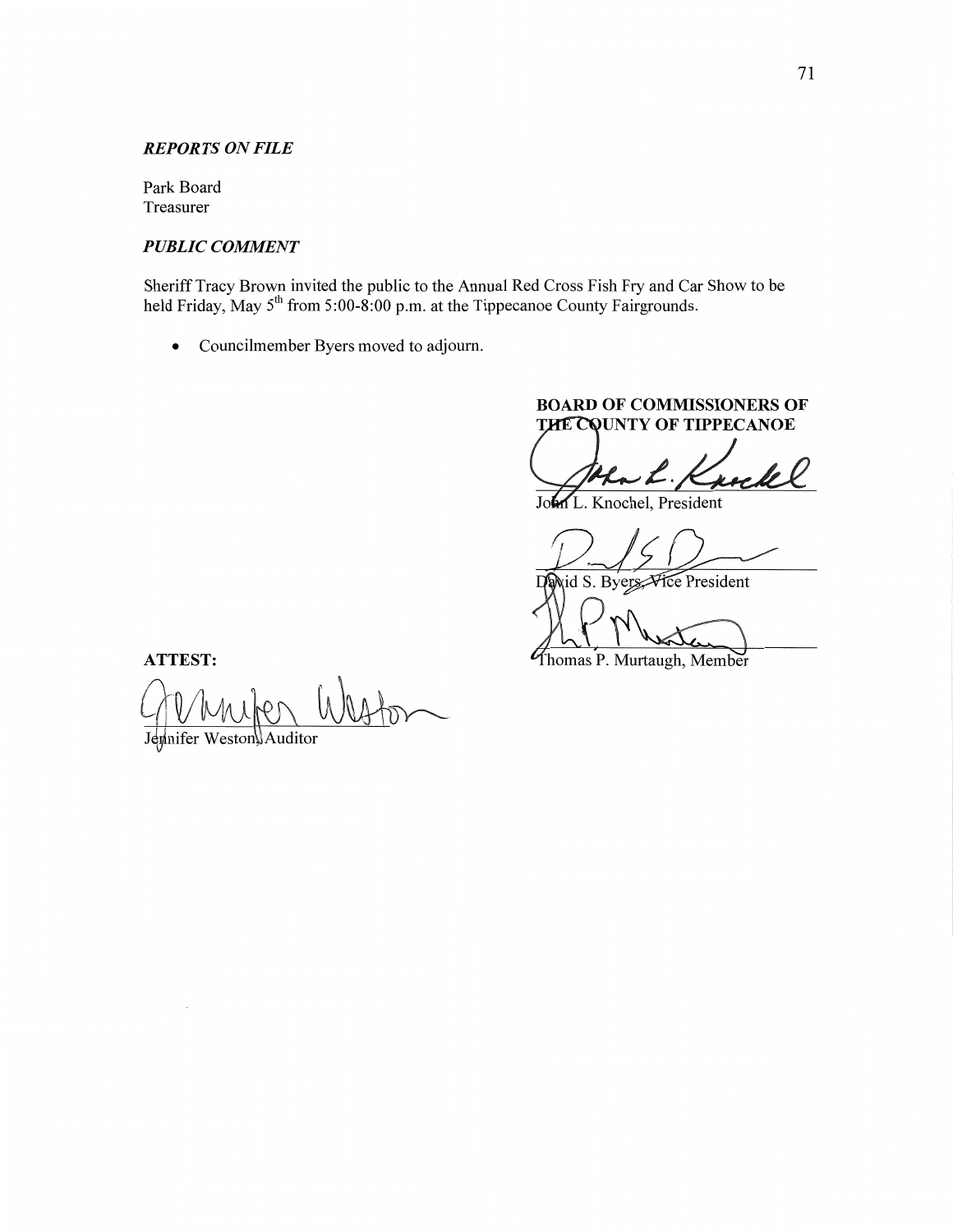***REPORTS ON FILE***

Park Board
Treasurer

***PUBLIC COMMENT***

Sheriff Tracy Brown invited the public to the Annual Red Cross Fish Fry and Car Show to be held Friday, May 5th from 5:00-8:00 p.m. at the Tippecanoe County Fairgrounds.

- Councilmember Byers moved to adjourn.

**BOARD OF COMMISSIONERS OF THE COUNTY OF TIPPECANOE**

John L. Knochel, President

David S. Byers, Vice President

Thomas P. Murtaugh, Member

**ATTEST:**

Jennifer Weston, Auditor